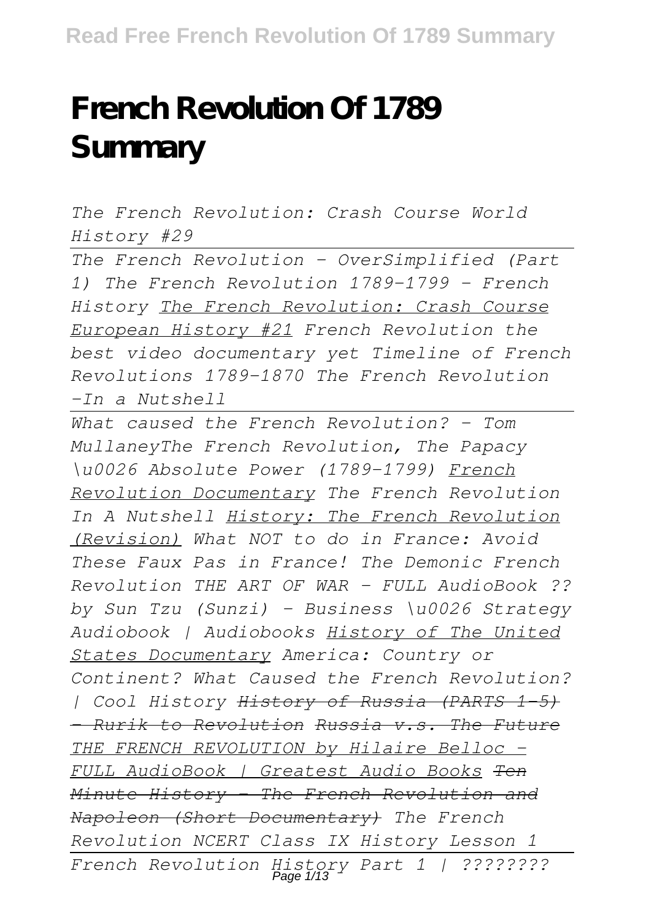# French Revolution Of 1789 Summary

*The French Revolution: Crash Course World History #29*

*The French Revolution - OverSimplified (Part 1) The French Revolution 1789-1799 - French History* *The French Revolution: Crash Course European History #21* *French Revolution the best video documentary yet Timeline of French Revolutions 1789-1870 The French Revolution -In a Nutshell*

*What caused the French Revolution? - Tom MullaneyThe French Revolution, The Papacy \u0026 Absolute Power (1789-1799)* *French Revolution Documentary* *The French Revolution In A Nutshell* *History: The French Revolution (Revision)* *What NOT to do in France: Avoid These Faux Pas in France! The Demonic French Revolution THE ART OF WAR - FULL AudioBook ?? by Sun Tzu (Sunzi) - Business \u0026 Strategy Audiobook | Audiobooks* *History of The United States Documentary* *America: Country or Continent? What Caused the French Revolution? | Cool History* ~~*History of Russia (PARTS 1-5) - Rurik to Revolution*~~ ~~*Russia v.s. The Future*~~ *THE FRENCH REVOLUTION by Hilaire Belloc - FULL AudioBook | Greatest Audio Books* ~~*Ten Minute History - The French Revolution and Napoleon (Short Documentary)*~~ *The French Revolution NCERT Class IX History Lesson 1*

*French Revolution History Part 1 | ????????*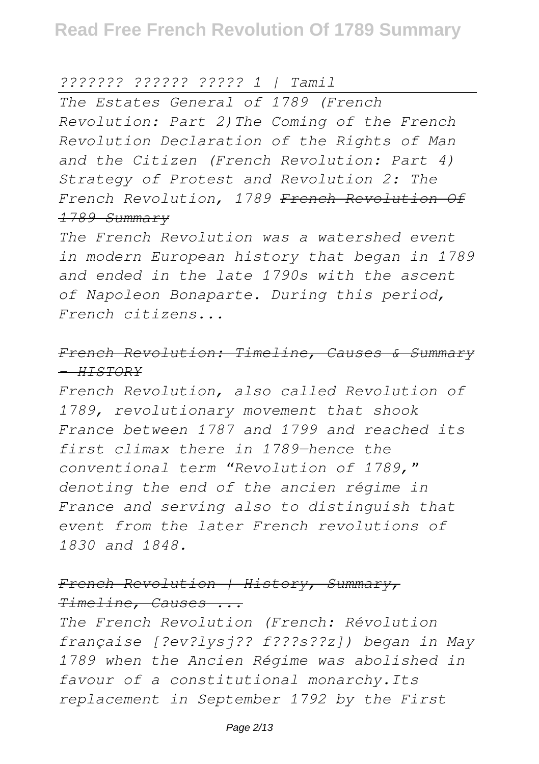*??????? ?????? ????? 1 | Tamil*

*The Estates General of 1789 (French Revolution: Part 2)The Coming of the French Revolution Declaration of the Rights of Man and the Citizen (French Revolution: Part 4) Strategy of Protest and Revolution 2: The French Revolution, 1789* ~~*French Revolution Of 1789 Summary*~~

*The French Revolution was a watershed event in modern European history that began in 1789 and ended in the late 1790s with the ascent of Napoleon Bonaparte. During this period, French citizens...*

~~*French Revolution: Timeline, Causes & Summary - HISTORY*~~

*French Revolution, also called Revolution of 1789, revolutionary movement that shook France between 1787 and 1799 and reached its first climax there in 1789—hence the conventional term "Revolution of 1789," denoting the end of the ancien régime in France and serving also to distinguish that event from the later French revolutions of 1830 and 1848.*

~~*French Revolution | History, Summary, Timeline, Causes ...*~~

*The French Revolution (French: Révolution française [?ev?lysj?? f???s??z]) began in May 1789 when the Ancien Régime was abolished in favour of a constitutional monarchy.Its replacement in September 1792 by the First*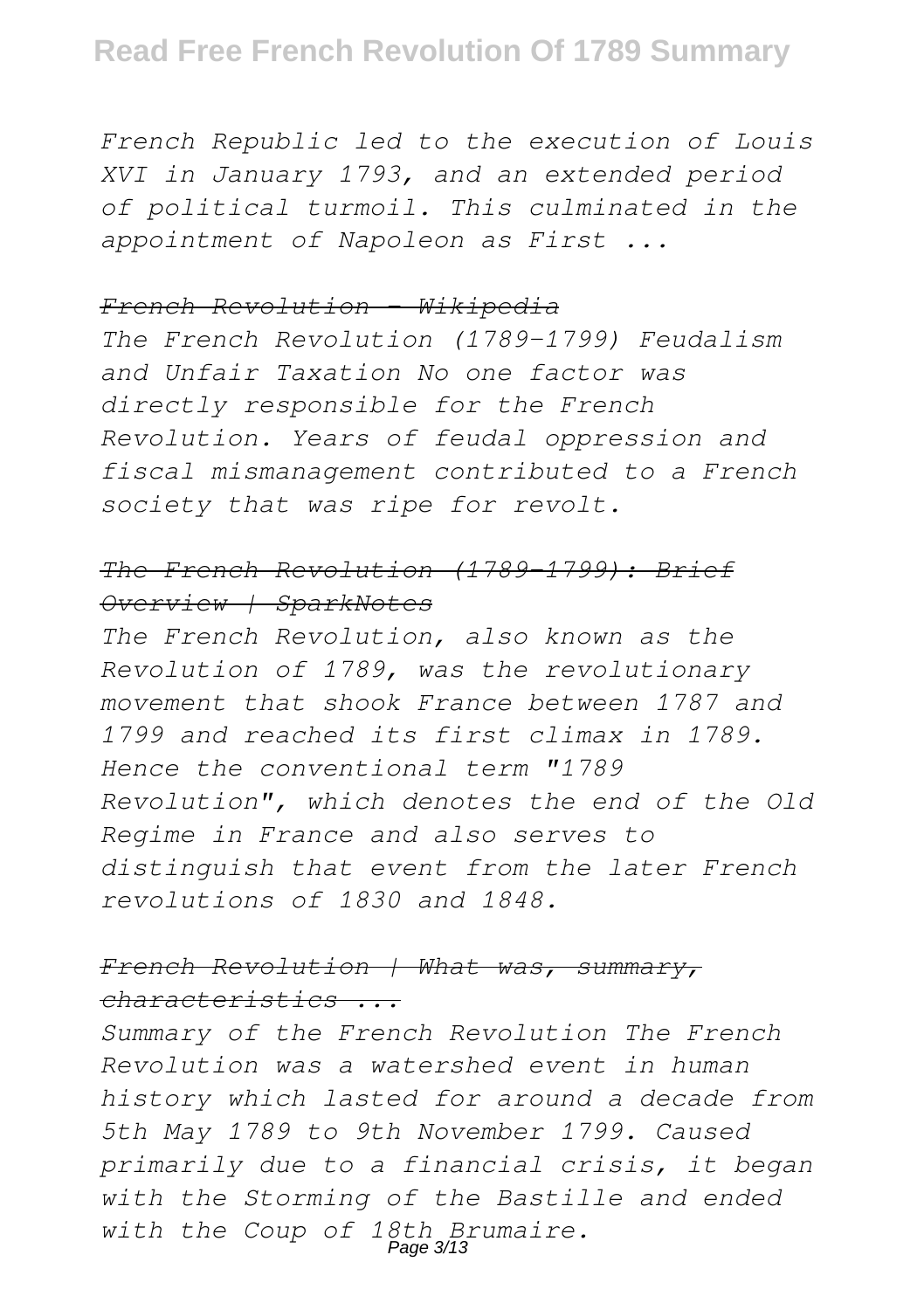*French Republic led to the execution of Louis XVI in January 1793, and an extended period of political turmoil. This culminated in the appointment of Napoleon as First ...*

~~*French Revolution - Wikipedia*~~

*The French Revolution (1789–1799) Feudalism and Unfair Taxation No one factor was directly responsible for the French Revolution. Years of feudal oppression and fiscal mismanagement contributed to a French society that was ripe for revolt.*

~~*The French Revolution (1789–1799): Brief Overview | SparkNotes*~~

*The French Revolution, also known as the Revolution of 1789, was the revolutionary movement that shook France between 1787 and 1799 and reached its first climax in 1789. Hence the conventional term "1789 Revolution", which denotes the end of the Old Regime in France and also serves to distinguish that event from the later French revolutions of 1830 and 1848.*

~~*French Revolution | What was, summary, characteristics ...*~~

*Summary of the French Revolution The French Revolution was a watershed event in human history which lasted for around a decade from 5th May 1789 to 9th November 1799. Caused primarily due to a financial crisis, it began with the Storming of the Bastille and ended with the Coup of 18th Brumaire.*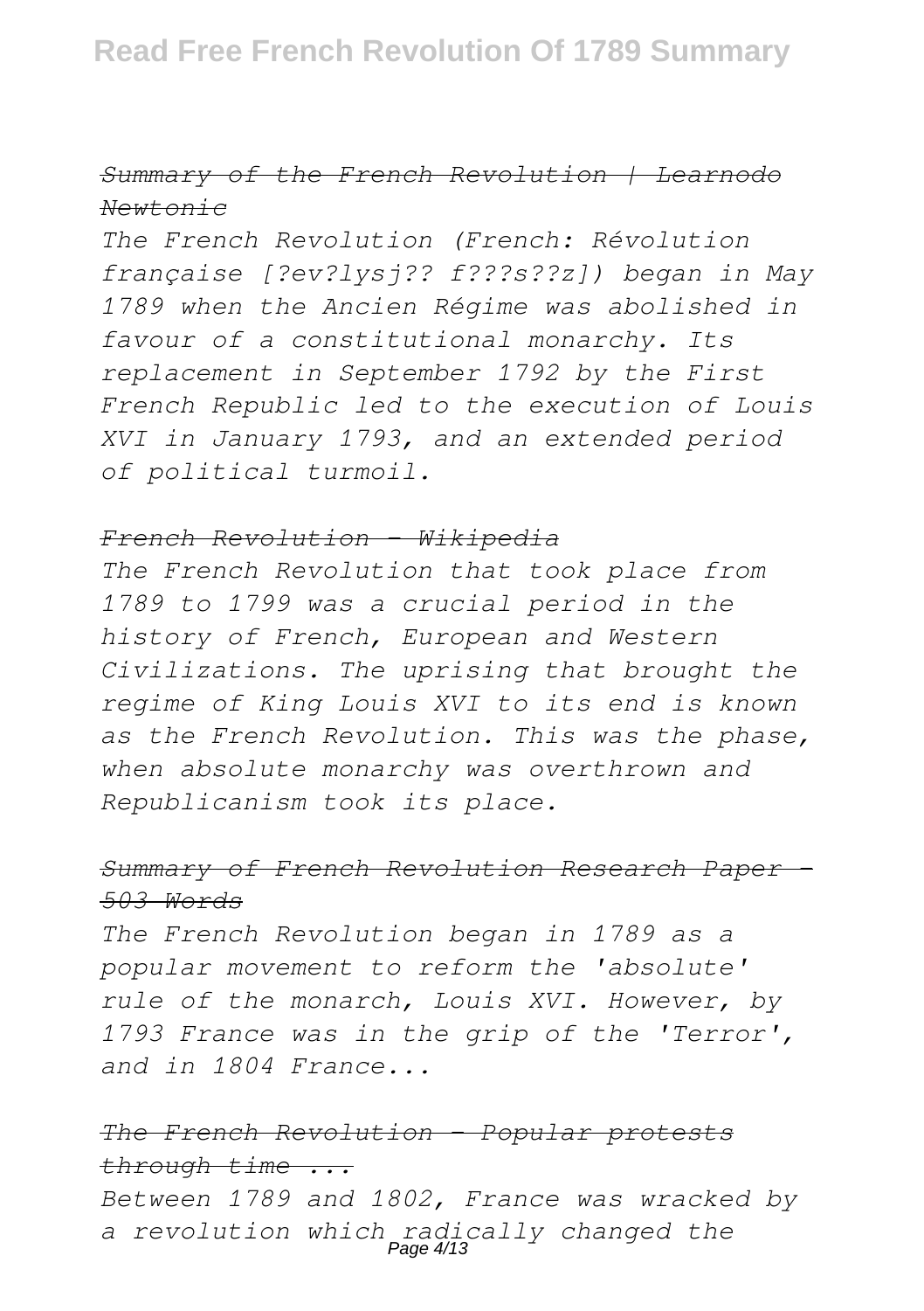*Summary of the French Revolution | Learnodo Newtonic*

*The French Revolution (French: Révolution française [?ev?lysj?? f???s??z]) began in May 1789 when the Ancien Régime was abolished in favour of a constitutional monarchy. Its replacement in September 1792 by the First French Republic led to the execution of Louis XVI in January 1793, and an extended period of political turmoil.*

*French Revolution - Wikipedia*

*The French Revolution that took place from 1789 to 1799 was a crucial period in the history of French, European and Western Civilizations. The uprising that brought the regime of King Louis XVI to its end is known as the French Revolution. This was the phase, when absolute monarchy was overthrown and Republicanism took its place.*

*Summary of French Revolution Research Paper - 503 Words*

*The French Revolution began in 1789 as a popular movement to reform the 'absolute' rule of the monarch, Louis XVI. However, by 1793 France was in the grip of the 'Terror', and in 1804 France...*

*The French Revolution - Popular protests through time ...*

*Between 1789 and 1802, France was wracked by a revolution which radically changed the*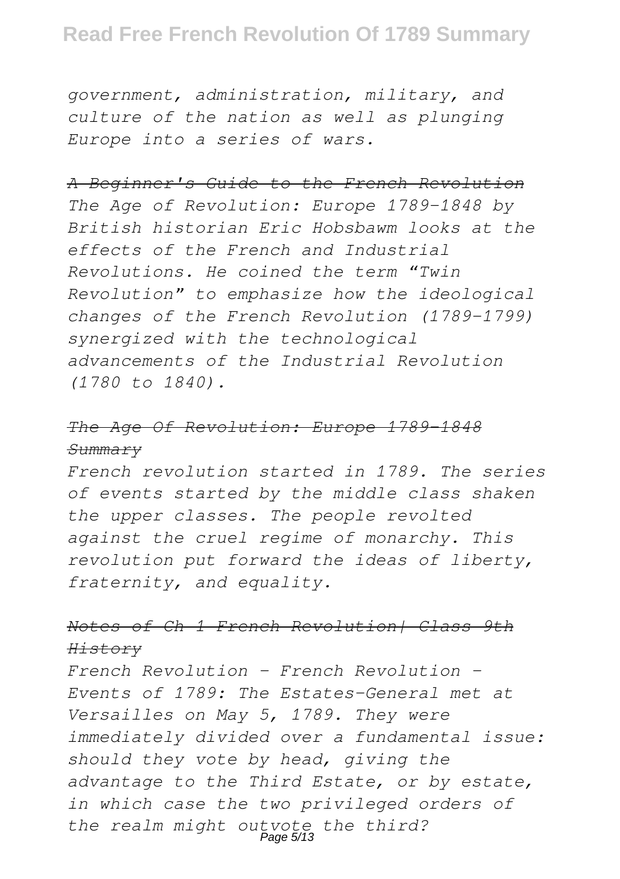*government, administration, military, and culture of the nation as well as plunging Europe into a series of wars.*

~~*A Beginner's Guide to the French Revolution*~~

*The Age of Revolution: Europe 1789–1848 by British historian Eric Hobsbawm looks at the effects of the French and Industrial Revolutions. He coined the term "Twin Revolution" to emphasize how the ideological changes of the French Revolution (1789–1799) synergized with the technological advancements of the Industrial Revolution (1780 to 1840).*

~~*The Age Of Revolution: Europe 1789–1848 Summary*~~

*French revolution started in 1789. The series of events started by the middle class shaken the upper classes. The people revolted against the cruel regime of monarchy. This revolution put forward the ideas of liberty, fraternity, and equality.*

~~*Notes of Ch 1 French Revolution| Class 9th History*~~

*French Revolution - French Revolution - Events of 1789: The Estates-General met at Versailles on May 5, 1789. They were immediately divided over a fundamental issue: should they vote by head, giving the advantage to the Third Estate, or by estate, in which case the two privileged orders of the realm might outvote the third?*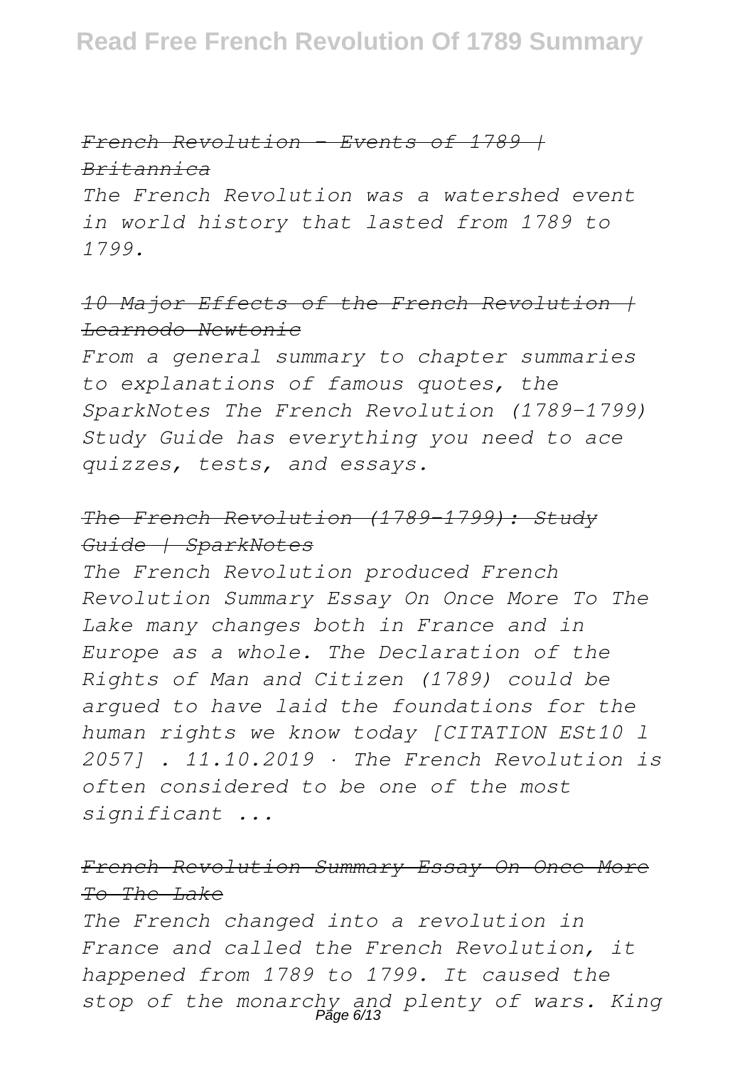*French Revolution - Events of 1789 | Britannica*

*The French Revolution was a watershed event in world history that lasted from 1789 to 1799.*

*10 Major Effects of the French Revolution | Learnodo Newtonic*

*From a general summary to chapter summaries to explanations of famous quotes, the SparkNotes The French Revolution (1789–1799) Study Guide has everything you need to ace quizzes, tests, and essays.*

*The French Revolution (1789–1799): Study Guide | SparkNotes*

*The French Revolution produced French Revolution Summary Essay On Once More To The Lake many changes both in France and in Europe as a whole. The Declaration of the Rights of Man and Citizen (1789) could be argued to have laid the foundations for the human rights we know today [CITATION ESt10 l 2057] . 11.10.2019 · The French Revolution is often considered to be one of the most significant ...*

*French Revolution Summary Essay On Once More To The Lake*

*The French changed into a revolution in France and called the French Revolution, it happened from 1789 to 1799. It caused the stop of the monarchy and plenty of wars. King*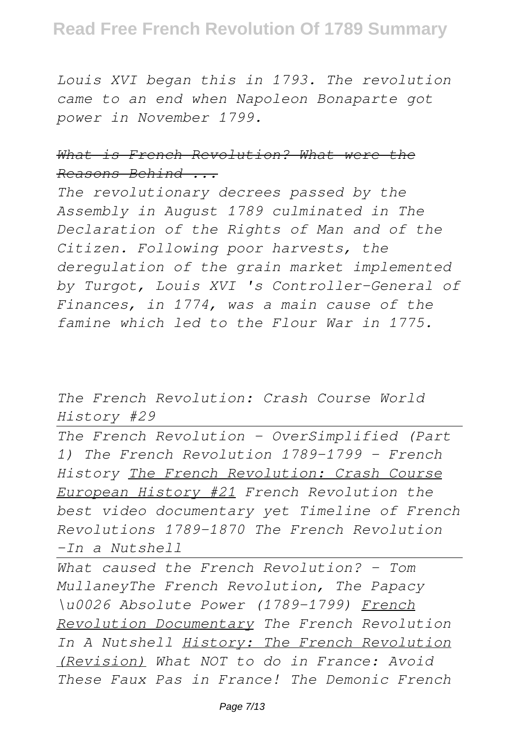*Louis XVI began this in 1793. The revolution came to an end when Napoleon Bonaparte got power in November 1799.*

*~~What is French Revolution? What were the Reasons Behind ...~~*

*The revolutionary decrees passed by the Assembly in August 1789 culminated in The Declaration of the Rights of Man and of the Citizen. Following poor harvests, the deregulation of the grain market implemented by Turgot, Louis XVI 's Controller-General of Finances, in 1774, was a main cause of the famine which led to the Flour War in 1775.*

*The French Revolution: Crash Course World History #29*

---

*The French Revolution - OverSimplified (Part 1) The French Revolution 1789-1799 - French History The French Revolution: Crash Course European History #21 French Revolution the best video documentary yet Timeline of French Revolutions 1789-1870 The French Revolution -In a Nutshell*

---

*What caused the French Revolution? - Tom MullaneyThe French Revolution, The Papacy \u0026 Absolute Power (1789-1799) French Revolution Documentary The French Revolution In A Nutshell History: The French Revolution (Revision) What NOT to do in France: Avoid These Faux Pas in France! The Demonic French*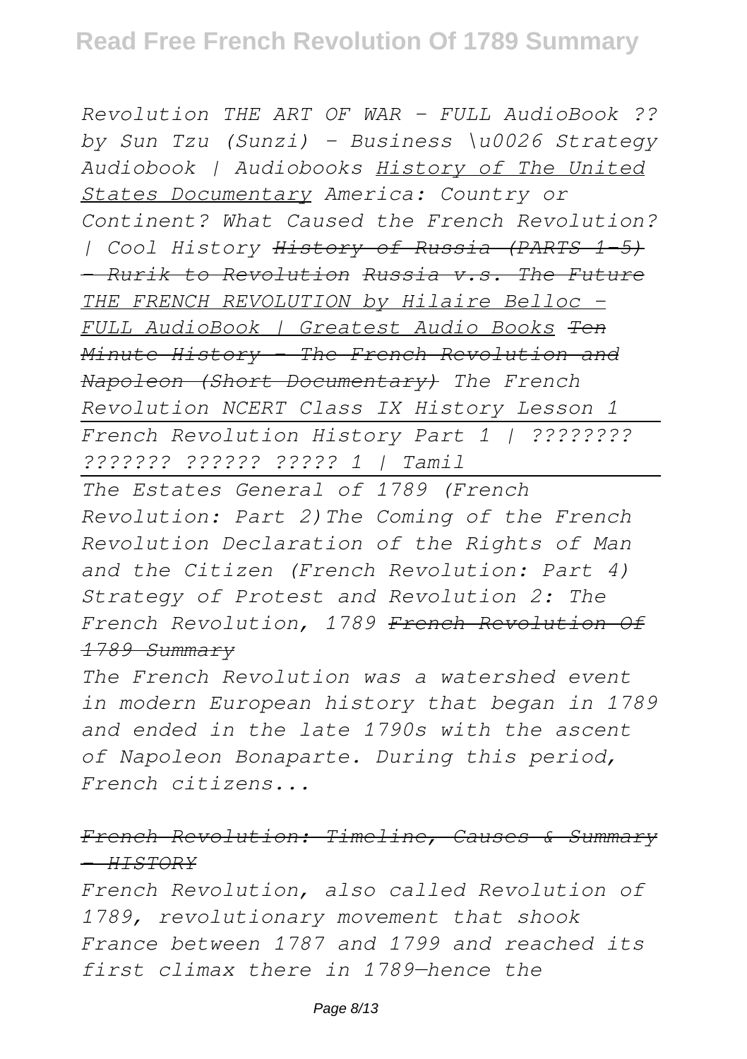*Revolution THE ART OF WAR - FULL AudioBook ?? by Sun Tzu (Sunzi) - Business \u0026 Strategy Audiobook | Audiobooks* *History of The United States Documentary* *America: Country or Continent? What Caused the French Revolution? | Cool History* ~~*History of Russia (PARTS 1-5) - Rurik to Revolution*~~ *Russia v.s. The Future* *THE FRENCH REVOLUTION by Hilaire Belloc - FULL AudioBook | Greatest Audio Books* ~~*Ten Minute History - The French Revolution and Napoleon (Short Documentary)*~~ *The French Revolution NCERT Class IX History Lesson 1*

*French Revolution History Part 1 | ???????? ??????? ?????? ????? 1 | Tamil*

*The Estates General of 1789 (French Revolution: Part 2)The Coming of the French Revolution Declaration of the Rights of Man and the Citizen (French Revolution: Part 4) Strategy of Protest and Revolution 2: The French Revolution, 1789* ~~*French Revolution Of 1789 Summary*~~

*The French Revolution was a watershed event in modern European history that began in 1789 and ended in the late 1790s with the ascent of Napoleon Bonaparte. During this period, French citizens...*

~~*French Revolution: Timeline, Causes & Summary - HISTORY*~~

*French Revolution, also called Revolution of 1789, revolutionary movement that shook France between 1787 and 1799 and reached its first climax there in 1789—hence the*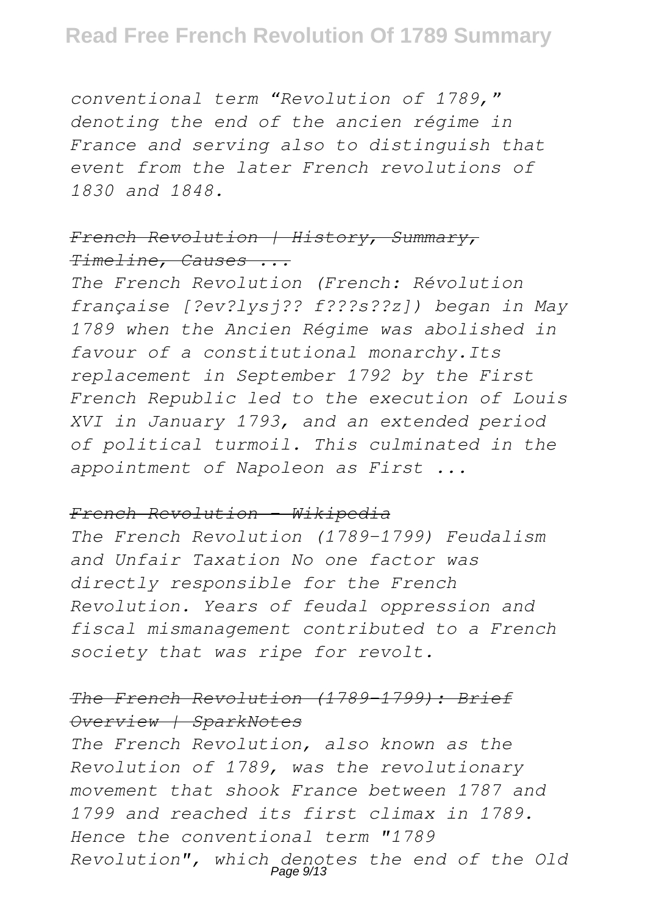*conventional term "Revolution of 1789," denoting the end of the ancien régime in France and serving also to distinguish that event from the later French revolutions of 1830 and 1848.*

*~~French Revolution | History, Summary, Timeline, Causes ...~~*

*The French Revolution (French: Révolution française [?ev?lysj?? f???s??z]) began in May 1789 when the Ancien Régime was abolished in favour of a constitutional monarchy.Its replacement in September 1792 by the First French Republic led to the execution of Louis XVI in January 1793, and an extended period of political turmoil. This culminated in the appointment of Napoleon as First ...*

*~~French Revolution - Wikipedia~~*

*The French Revolution (1789–1799) Feudalism and Unfair Taxation No one factor was directly responsible for the French Revolution. Years of feudal oppression and fiscal mismanagement contributed to a French society that was ripe for revolt.*

*~~The French Revolution (1789–1799): Brief Overview | SparkNotes~~*

*The French Revolution, also known as the Revolution of 1789, was the revolutionary movement that shook France between 1787 and 1799 and reached its first climax in 1789. Hence the conventional term "1789 Revolution", which denotes the end of the Old*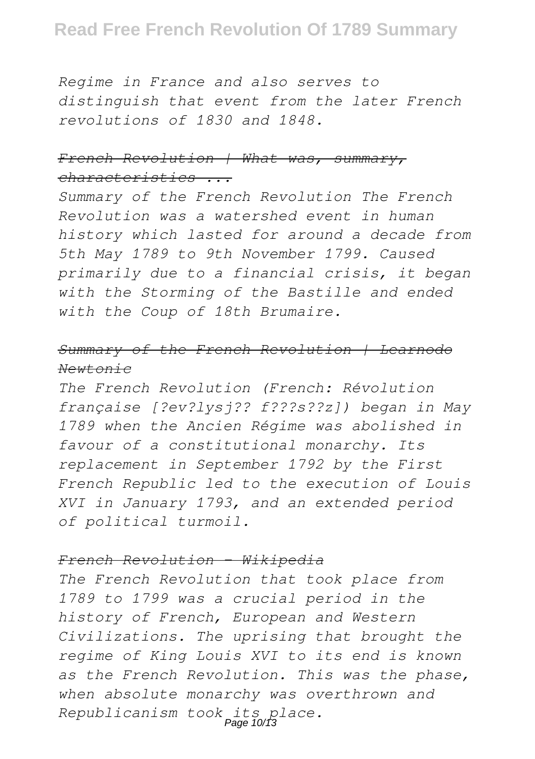*Regime in France and also serves to distinguish that event from the later French revolutions of 1830 and 1848.*

*~~French Revolution | What was, summary, characteristics ...~~*

*Summary of the French Revolution The French Revolution was a watershed event in human history which lasted for around a decade from 5th May 1789 to 9th November 1799. Caused primarily due to a financial crisis, it began with the Storming of the Bastille and ended with the Coup of 18th Brumaire.*

*~~Summary of the French Revolution | Learnodo Newtonic~~*

*The French Revolution (French: Révolution française [?ev?lysj?? f???s??z]) began in May 1789 when the Ancien Régime was abolished in favour of a constitutional monarchy. Its replacement in September 1792 by the First French Republic led to the execution of Louis XVI in January 1793, and an extended period of political turmoil.*

*~~French Revolution - Wikipedia~~*

*The French Revolution that took place from 1789 to 1799 was a crucial period in the history of French, European and Western Civilizations. The uprising that brought the regime of King Louis XVI to its end is known as the French Revolution. This was the phase, when absolute monarchy was overthrown and Republicanism took its place.*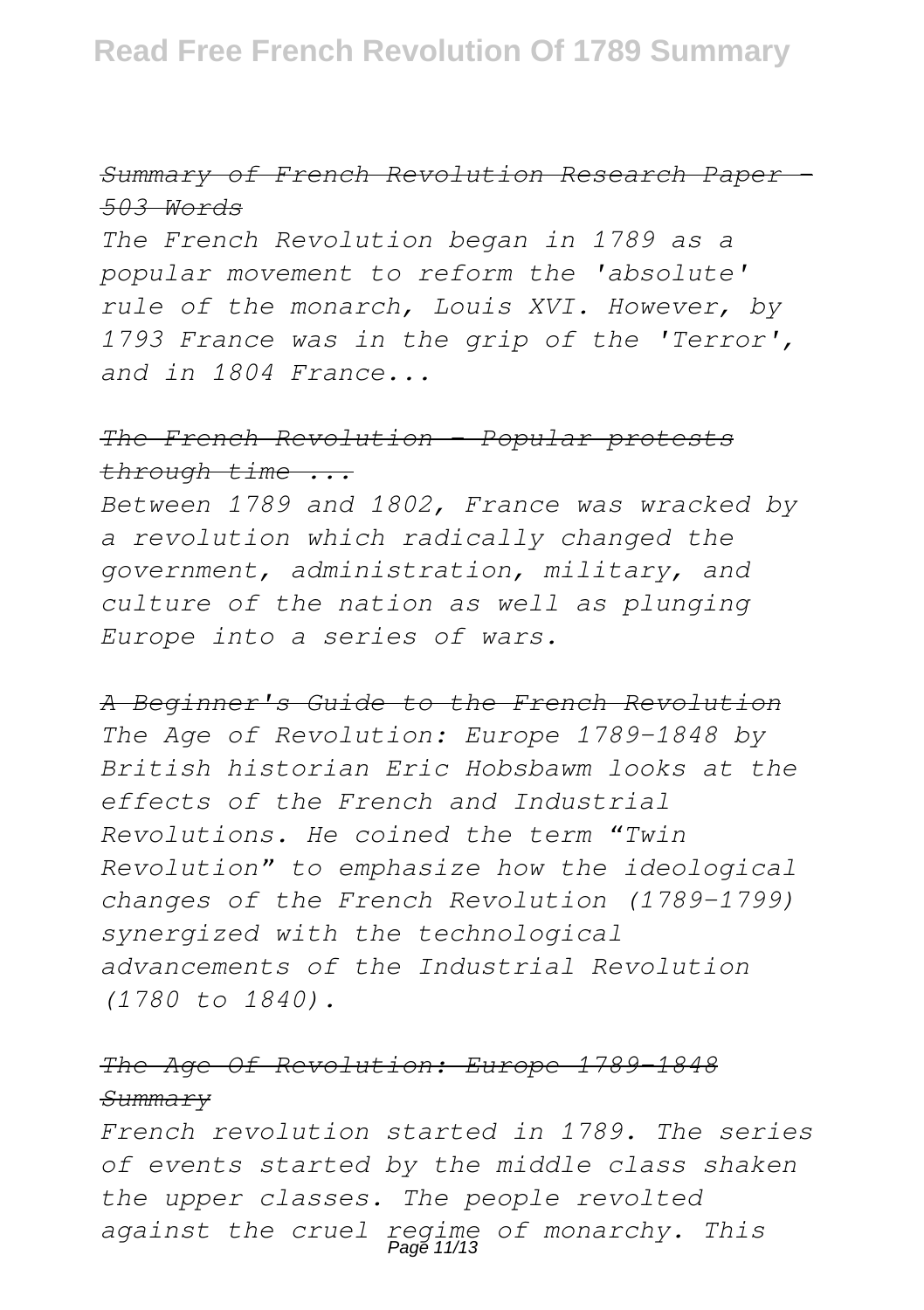~~*Summary of French Revolution Research Paper - 503 Words*~~

*The French Revolution began in 1789 as a popular movement to reform the 'absolute' rule of the monarch, Louis XVI. However, by 1793 France was in the grip of the 'Terror', and in 1804 France...*

~~*The French Revolution - Popular protests through time ...*~~

*Between 1789 and 1802, France was wracked by a revolution which radically changed the government, administration, military, and culture of the nation as well as plunging Europe into a series of wars.*

~~*A Beginner's Guide to the French Revolution*~~

*The Age of Revolution: Europe 1789–1848 by British historian Eric Hobsbawm looks at the effects of the French and Industrial Revolutions. He coined the term "Twin Revolution" to emphasize how the ideological changes of the French Revolution (1789–1799) synergized with the technological advancements of the Industrial Revolution (1780 to 1840).*

~~*The Age Of Revolution: Europe 1789–1848 Summary*~~

*French revolution started in 1789. The series of events started by the middle class shaken the upper classes. The people revolted against the cruel regime of monarchy. This*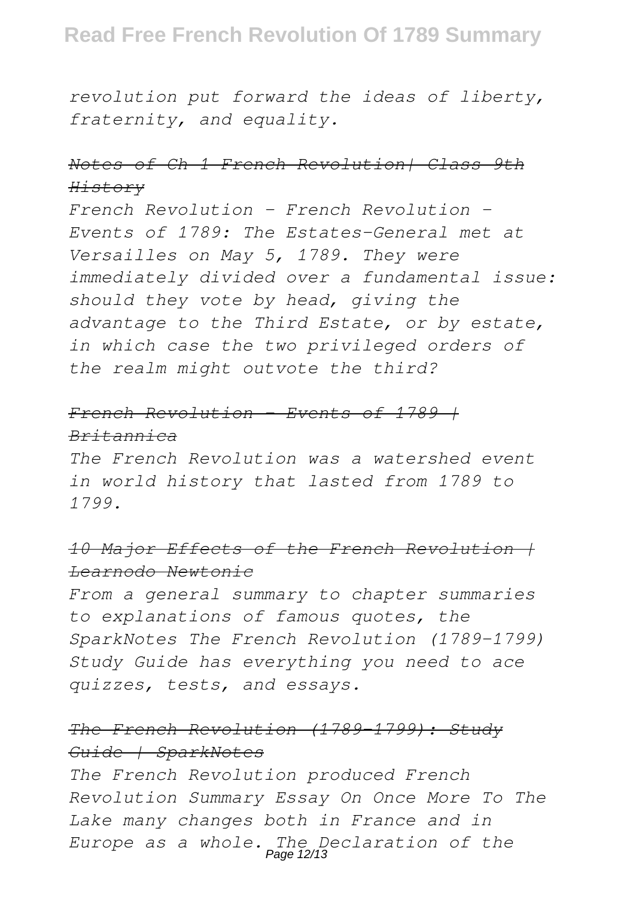*revolution put forward the ideas of liberty, fraternity, and equality.*

~~*Notes of Ch 1 French Revolution| Class 9th History*~~

*French Revolution - French Revolution - Events of 1789: The Estates-General met at Versailles on May 5, 1789. They were immediately divided over a fundamental issue: should they vote by head, giving the advantage to the Third Estate, or by estate, in which case the two privileged orders of the realm might outvote the third?*

~~*French Revolution - Events of 1789 | Britannica*~~

*The French Revolution was a watershed event in world history that lasted from 1789 to 1799.*

~~*10 Major Effects of the French Revolution | Learnodo Newtonic*~~

*From a general summary to chapter summaries to explanations of famous quotes, the SparkNotes The French Revolution (1789–1799) Study Guide has everything you need to ace quizzes, tests, and essays.*

~~*The French Revolution (1789–1799): Study Guide | SparkNotes*~~

*The French Revolution produced French Revolution Summary Essay On Once More To The Lake many changes both in France and in Europe as a whole. The Declaration of the*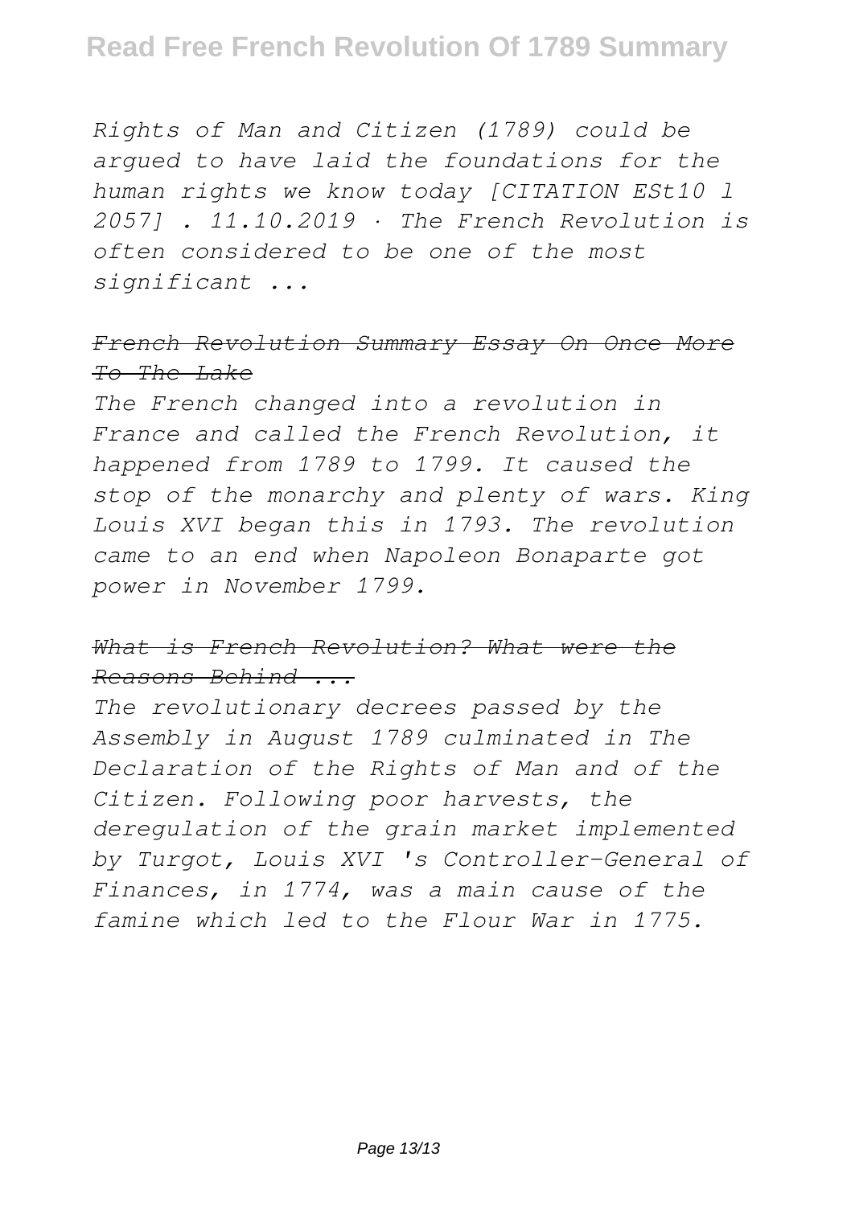*Rights of Man and Citizen (1789) could be argued to have laid the foundations for the human rights we know today [CITATION ESt10 l 2057] . 11.10.2019 · The French Revolution is often considered to be one of the most significant ...*

## *~~French Revolution Summary Essay On Once More To The Lake~~*

*The French changed into a revolution in France and called the French Revolution, it happened from 1789 to 1799. It caused the stop of the monarchy and plenty of wars. King Louis XVI began this in 1793. The revolution came to an end when Napoleon Bonaparte got power in November 1799.*

## *~~What is French Revolution? What were the Reasons Behind ...~~*

*The revolutionary decrees passed by the Assembly in August 1789 culminated in The Declaration of the Rights of Man and of the Citizen. Following poor harvests, the deregulation of the grain market implemented by Turgot, Louis XVI 's Controller-General of Finances, in 1774, was a main cause of the famine which led to the Flour War in 1775.*